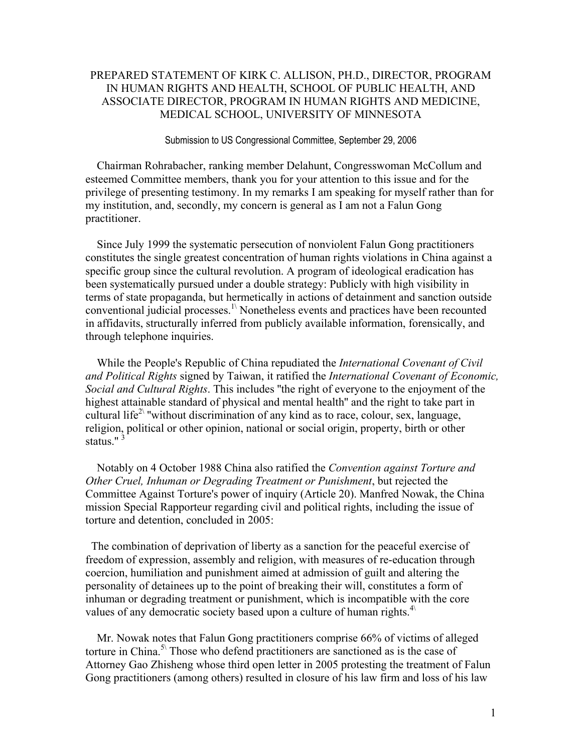# PREPARED STATEMENT OF KIRK C. ALLISON, PH.D., DIRECTOR, PROGRAM IN HUMAN RIGHTS AND HEALTH, SCHOOL OF PUBLIC HEALTH, AND ASSOCIATE DIRECTOR, PROGRAM IN HUMAN RIGHTS AND MEDICINE, MEDICAL SCHOOL, UNIVERSITY OF MINNESOTA

Submission to US Congressional Committee, September 29, 2006

Chairman Rohrabacher, ranking member Delahunt, Congresswoman McCollum and esteemed Committee members, thank you for your attention to this issue and for the privilege of presenting testimony. In my remarks I am speaking for myself rather than for my institution, and, secondly, my concern is general as I am not a Falun Gong practitioner.

Since July 1999 the systematic persecution of nonviolent Falun Gong practitioners constitutes the single greatest concentration of human rights violations in China against a specific group since the cultural revolution. A program of ideological eradication has been systematically pursued under a double strategy: Publicly with high visibility in terms of state propaganda, but hermetically in actions of detainment and sanction outside conventional judicial processes.[1] Nonetheless events and practices have been recounted in affidavits, structurally inferred from publicly available information, forensically, and through telephone inquiries.

While the People's Republic of China repudiated the *International Covenant of Civil and Political Rights* signed by Taiwan, it ratified the *International Covenant of Economic, Social and Cultural Rights*. This includes "the right of everyone to the enjoyment of the highest attainable standard of physical and mental health" and the right to take part in cultural life[2] "without discrimination of any kind as to race, colour, sex, language, religion, political or other opinion, national or social origin, property, birth or other status." [3]

Notably on 4 October 1988 China also ratified the *Convention against Torture and Other Cruel, Inhuman or Degrading Treatment or Punishment*, but rejected the Committee Against Torture's power of inquiry (Article 20). Manfred Nowak, the China mission Special Rapporteur regarding civil and political rights, including the issue of torture and detention, concluded in 2005:

> The combination of deprivation of liberty as a sanction for the peaceful exercise of freedom of expression, assembly and religion, with measures of re-education through coercion, humiliation and punishment aimed at admission of guilt and altering the personality of detainees up to the point of breaking their will, constitutes a form of inhuman or degrading treatment or punishment, which is incompatible with the core values of any democratic society based upon a culture of human rights.[4]

Mr. Nowak notes that Falun Gong practitioners comprise 66% of victims of alleged torture in China.[5] Those who defend practitioners are sanctioned as is the case of Attorney Gao Zhisheng whose third open letter in 2005 protesting the treatment of Falun Gong practitioners (among others) resulted in closure of his law firm and loss of his law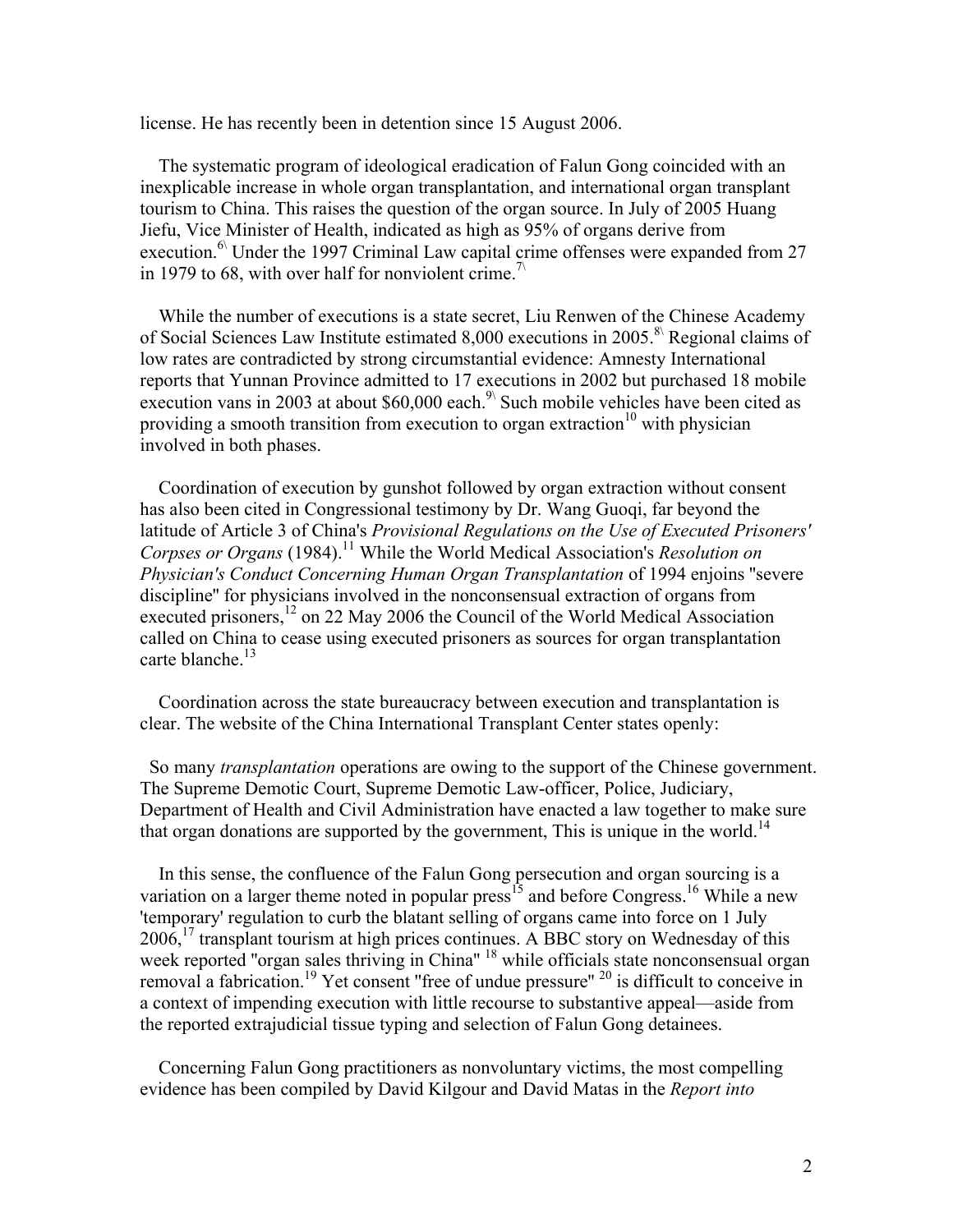license. He has recently been in detention since 15 August 2006.

The systematic program of ideological eradication of Falun Gong coincided with an inexplicable increase in whole organ transplantation, and international organ transplant tourism to China. This raises the question of the organ source. In July of 2005 Huang Jiefu, Vice Minister of Health, indicated as high as 95% of organs derive from execution.[6] Under the 1997 Criminal Law capital crime offenses were expanded from 27 in 1979 to 68, with over half for nonviolent crime.[7]

While the number of executions is a state secret, Liu Renwen of the Chinese Academy of Social Sciences Law Institute estimated 8,000 executions in 2005.[8] Regional claims of low rates are contradicted by strong circumstantial evidence: Amnesty International reports that Yunnan Province admitted to 17 executions in 2002 but purchased 18 mobile execution vans in 2003 at about $60,000 each.[9] Such mobile vehicles have been cited as providing a smooth transition from execution to organ extraction[10] with physician involved in both phases.

Coordination of execution by gunshot followed by organ extraction without consent has also been cited in Congressional testimony by Dr. Wang Guoqi, far beyond the latitude of Article 3 of China's *Provisional Regulations on the Use of Executed Prisoners' Corpses or Organs* (1984).[11] While the World Medical Association's *Resolution on Physician's Conduct Concerning Human Organ Transplantation* of 1994 enjoins "severe discipline" for physicians involved in the nonconsensual extraction of organs from executed prisoners,[12] on 22 May 2006 the Council of the World Medical Association called on China to cease using executed prisoners as sources for organ transplantation carte blanche.[13]

Coordination across the state bureaucracy between execution and transplantation is clear. The website of the China International Transplant Center states openly:

> So many *transplantation* operations are owing to the support of the Chinese government. The Supreme Demotic Court, Supreme Demotic Law-officer, Police, Judiciary, Department of Health and Civil Administration have enacted a law together to make sure that organ donations are supported by the government, This is unique in the world.[14]

In this sense, the confluence of the Falun Gong persecution and organ sourcing is a variation on a larger theme noted in popular press[15] and before Congress.[16] While a new 'temporary' regulation to curb the blatant selling of organs came into force on 1 July 2006,[17] transplant tourism at high prices continues. A BBC story on Wednesday of this week reported "organ sales thriving in China" [18] while officials state nonconsensual organ removal a fabrication.[19] Yet consent "free of undue pressure" [20] is difficult to conceive in a context of impending execution with little recourse to substantive appeal—aside from the reported extrajudicial tissue typing and selection of Falun Gong detainees.

Concerning Falun Gong practitioners as nonvoluntary victims, the most compelling evidence has been compiled by David Kilgour and David Matas in the *Report into*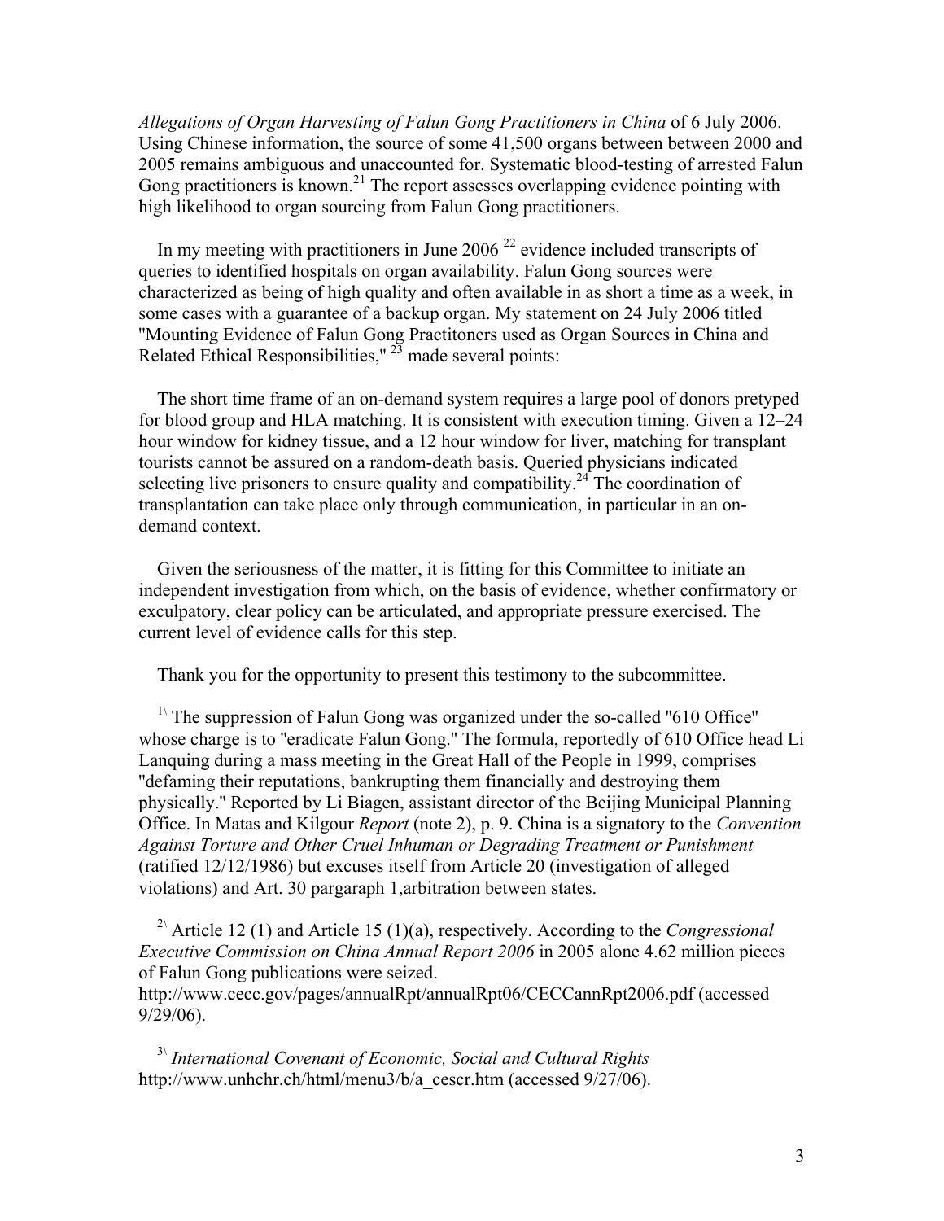*Allegations of Organ Harvesting of Falun Gong Practitioners in China* of 6 July 2006. Using Chinese information, the source of some 41,500 organs between between 2000 and 2005 remains ambiguous and unaccounted for. Systematic blood-testing of arrested Falun Gong practitioners is known.[21] The report assesses overlapping evidence pointing with high likelihood to organ sourcing from Falun Gong practitioners.

In my meeting with practitioners in June 2006 [22] evidence included transcripts of queries to identified hospitals on organ availability. Falun Gong sources were characterized as being of high quality and often available in as short a time as a week, in some cases with a guarantee of a backup organ. My statement on 24 July 2006 titled "Mounting Evidence of Falun Gong Practitoners used as Organ Sources in China and Related Ethical Responsibilities," [23] made several points:

The short time frame of an on-demand system requires a large pool of donors pretyped for blood group and HLA matching. It is consistent with execution timing. Given a 12–24 hour window for kidney tissue, and a 12 hour window for liver, matching for transplant tourists cannot be assured on a random-death basis. Queried physicians indicated selecting live prisoners to ensure quality and compatibility.[24] The coordination of transplantation can take place only through communication, in particular in an on-demand context.

Given the seriousness of the matter, it is fitting for this Committee to initiate an independent investigation from which, on the basis of evidence, whether confirmatory or exculpatory, clear policy can be articulated, and appropriate pressure exercised. The current level of evidence calls for this step.

Thank you for the opportunity to present this testimony to the subcommittee.

[1\] The suppression of Falun Gong was organized under the so-called "610 Office" whose charge is to "eradicate Falun Gong." The formula, reportedly of 610 Office head Li Lanquing during a mass meeting in the Great Hall of the People in 1999, comprises "defaming their reputations, bankrupting them financially and destroying them physically." Reported by Li Biagen, assistant director of the Beijing Municipal Planning Office. In Matas and Kilgour *Report* (note 2), p. 9. China is a signatory to the *Convention Against Torture and Other Cruel Inhuman or Degrading Treatment or Punishment* (ratified 12/12/1986) but excuses itself from Article 20 (investigation of alleged violations) and Art. 30 pargaraph 1,arbitration between states.

[2\] Article 12 (1) and Article 15 (1)(a), respectively. According to the *Congressional Executive Commission on China Annual Report 2006* in 2005 alone 4.62 million pieces of Falun Gong publications were seized. http://www.cecc.gov/pages/annualRpt/annualRpt06/CECCannRpt2006.pdf (accessed 9/29/06).

[3\] *International Covenant of Economic, Social and Cultural Rights* http://www.unhchr.ch/html/menu3/b/a_cescr.htm (accessed 9/27/06).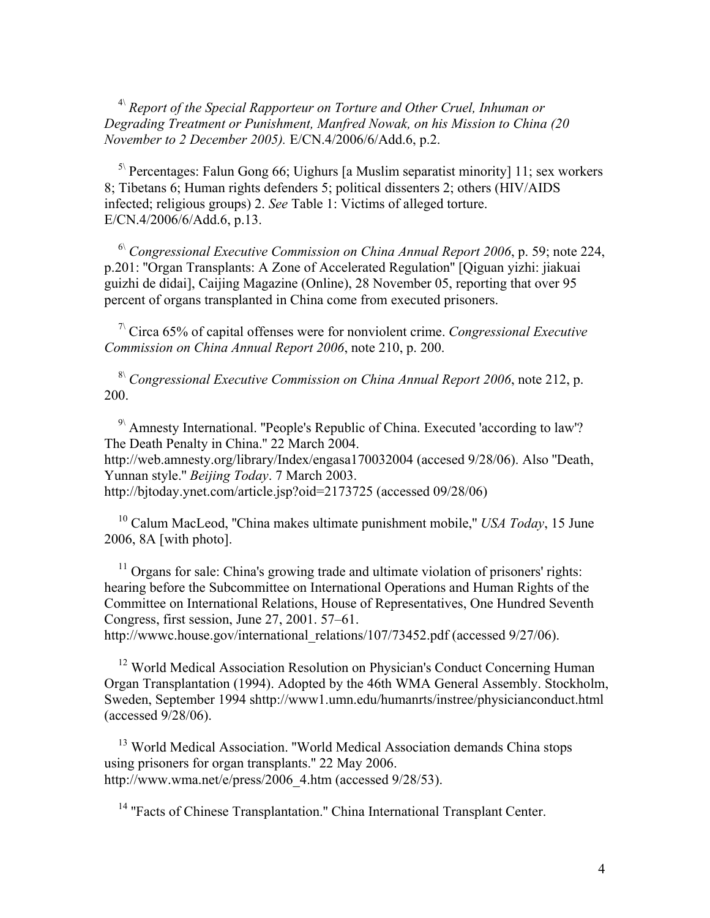[4\] *Report of the Special Rapporteur on Torture and Other Cruel, Inhuman or Degrading Treatment or Punishment, Manfred Nowak, on his Mission to China (20 November to 2 December 2005).* E/CN.4/2006/6/Add.6, p.2.

[5\] Percentages: Falun Gong 66; Uighurs [a Muslim separatist minority] 11; sex workers 8; Tibetans 6; Human rights defenders 5; political dissenters 2; others (HIV/AIDS infected; religious groups) 2. *See* Table 1: Victims of alleged torture. E/CN.4/2006/6/Add.6, p.13.

[6\] *Congressional Executive Commission on China Annual Report 2006*, p. 59; note 224, p.201: "Organ Transplants: A Zone of Accelerated Regulation" [Qiguan yizhi: jiakuai guizhi de didai], Caijing Magazine (Online), 28 November 05, reporting that over 95 percent of organs transplanted in China come from executed prisoners.

[7\] Circa 65% of capital offenses were for nonviolent crime. *Congressional Executive Commission on China Annual Report 2006*, note 210, p. 200.

[8\] *Congressional Executive Commission on China Annual Report 2006*, note 212, p. 200.

[9\] Amnesty International. "People's Republic of China. Executed 'according to law'? The Death Penalty in China." 22 March 2004. http://web.amnesty.org/library/Index/engasa170032004 (accesed 9/28/06). Also "Death, Yunnan style." *Beijing Today*. 7 March 2003. http://bjtoday.ynet.com/article.jsp?oid=2173725 (accessed 09/28/06)

[10] Calum MacLeod, "China makes ultimate punishment mobile," *USA Today*, 15 June 2006, 8A [with photo].

[11] Organs for sale: China's growing trade and ultimate violation of prisoners' rights: hearing before the Subcommittee on International Operations and Human Rights of the Committee on International Relations, House of Representatives, One Hundred Seventh Congress, first session, June 27, 2001. 57–61. http://wwwc.house.gov/international_relations/107/73452.pdf (accessed 9/27/06).

[12] World Medical Association Resolution on Physician's Conduct Concerning Human Organ Transplantation (1994). Adopted by the 46th WMA General Assembly. Stockholm, Sweden, September 1994 shttp://www1.umn.edu/humanrts/instree/physicianconduct.html (accessed 9/28/06).

[13] World Medical Association. "World Medical Association demands China stops using prisoners for organ transplants." 22 May 2006. http://www.wma.net/e/press/2006_4.htm (accessed 9/28/53).

[14] "Facts of Chinese Transplantation." China International Transplant Center.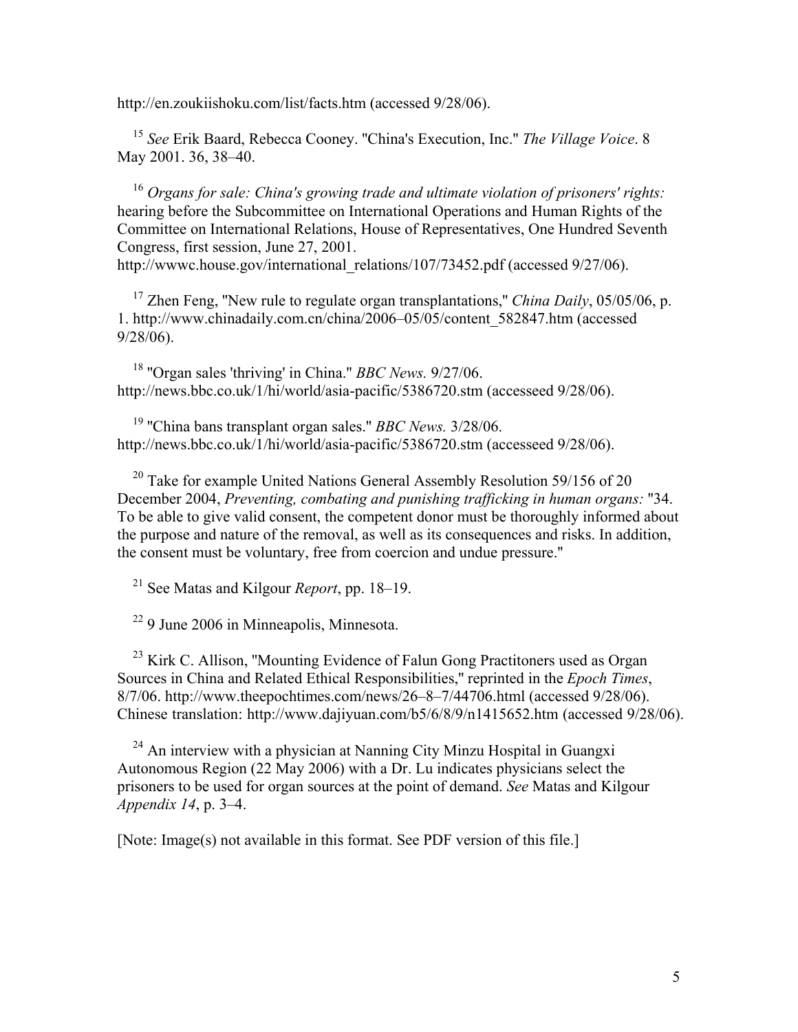http://en.zoukiishoku.com/list/facts.htm (accessed 9/28/06).

[15] *See* Erik Baard, Rebecca Cooney. "China's Execution, Inc." *The Village Voice*. 8 May 2001. 36, 38–40.

[16] *Organs for sale: China's growing trade and ultimate violation of prisoners' rights:* hearing before the Subcommittee on International Operations and Human Rights of the Committee on International Relations, House of Representatives, One Hundred Seventh Congress, first session, June 27, 2001. http://wwwc.house.gov/international_relations/107/73452.pdf (accessed 9/27/06).

[17] Zhen Feng, "New rule to regulate organ transplantations," *China Daily*, 05/05/06, p. 1. http://www.chinadaily.com.cn/china/2006–05/05/content_582847.htm (accessed 9/28/06).

[18] "Organ sales 'thriving' in China." *BBC News.* 9/27/06. http://news.bbc.co.uk/1/hi/world/asia-pacific/5386720.stm (accesseed 9/28/06).

[19] "China bans transplant organ sales." *BBC News.* 3/28/06. http://news.bbc.co.uk/1/hi/world/asia-pacific/5386720.stm (accesseed 9/28/06).

[20] Take for example United Nations General Assembly Resolution 59/156 of 20 December 2004, *Preventing, combating and punishing trafficking in human organs:* "34. To be able to give valid consent, the competent donor must be thoroughly informed about the purpose and nature of the removal, as well as its consequences and risks. In addition, the consent must be voluntary, free from coercion and undue pressure."

[21] See Matas and Kilgour *Report*, pp. 18–19.

[22] 9 June 2006 in Minneapolis, Minnesota.

[23] Kirk C. Allison, "Mounting Evidence of Falun Gong Practitoners used as Organ Sources in China and Related Ethical Responsibilities," reprinted in the *Epoch Times*, 8/7/06. http://www.theepochtimes.com/news/26–8–7/44706.html (accessed 9/28/06). Chinese translation: http://www.dajiyuan.com/b5/6/8/9/n1415652.htm (accessed 9/28/06).

[24] An interview with a physician at Nanning City Minzu Hospital in Guangxi Autonomous Region (22 May 2006) with a Dr. Lu indicates physicians select the prisoners to be used for organ sources at the point of demand. *See* Matas and Kilgour *Appendix 14*, p. 3–4.

[Note: Image(s) not available in this format. See PDF version of this file.]